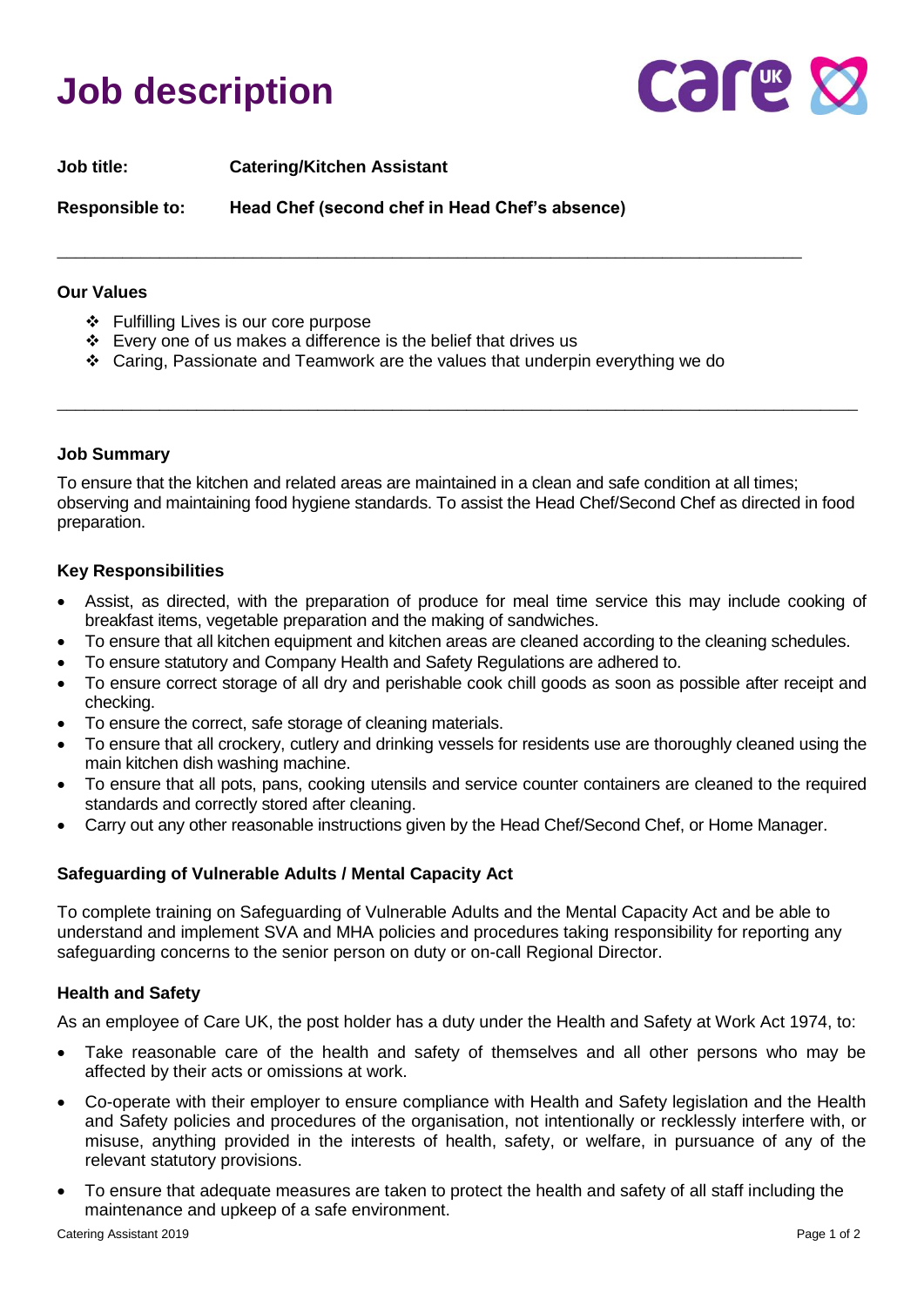# Job description

**Job title:** **Catering/Kitchen Assistant**

**Responsible to:** **Head Chef (second chef in Head Chef's absence)**

---

**Our Values**

- ❖ Fulfilling Lives is our core purpose
- ❖ Every one of us makes a difference is the belief that drives us
- ❖ Caring, Passionate and Teamwork are the values that underpin everything we do

---

**Job Summary**

To ensure that the kitchen and related areas are maintained in a clean and safe condition at all times; observing and maintaining food hygiene standards. To assist the Head Chef/Second Chef as directed in food preparation.

**Key Responsibilities**

- Assist, as directed, with the preparation of produce for meal time service this may include cooking of breakfast items, vegetable preparation and the making of sandwiches.
- To ensure that all kitchen equipment and kitchen areas are cleaned according to the cleaning schedules.
- To ensure statutory and Company Health and Safety Regulations are adhered to.
- To ensure correct storage of all dry and perishable cook chill goods as soon as possible after receipt and checking.
- To ensure the correct, safe storage of cleaning materials.
- To ensure that all crockery, cutlery and drinking vessels for residents use are thoroughly cleaned using the main kitchen dish washing machine.
- To ensure that all pots, pans, cooking utensils and service counter containers are cleaned to the required standards and correctly stored after cleaning.
- Carry out any other reasonable instructions given by the Head Chef/Second Chef, or Home Manager.

**Safeguarding of Vulnerable Adults / Mental Capacity Act**

To complete training on Safeguarding of Vulnerable Adults and the Mental Capacity Act and be able to understand and implement SVA and MHA policies and procedures taking responsibility for reporting any safeguarding concerns to the senior person on duty or on-call Regional Director.

**Health and Safety**

As an employee of Care UK, the post holder has a duty under the Health and Safety at Work Act 1974, to:

- Take reasonable care of the health and safety of themselves and all other persons who may be affected by their acts or omissions at work.
- Co-operate with their employer to ensure compliance with Health and Safety legislation and the Health and Safety policies and procedures of the organisation, not intentionally or recklessly interfere with, or misuse, anything provided in the interests of health, safety, or welfare, in pursuance of any of the relevant statutory provisions.
- To ensure that adequate measures are taken to protect the health and safety of all staff including the maintenance and upkeep of a safe environment.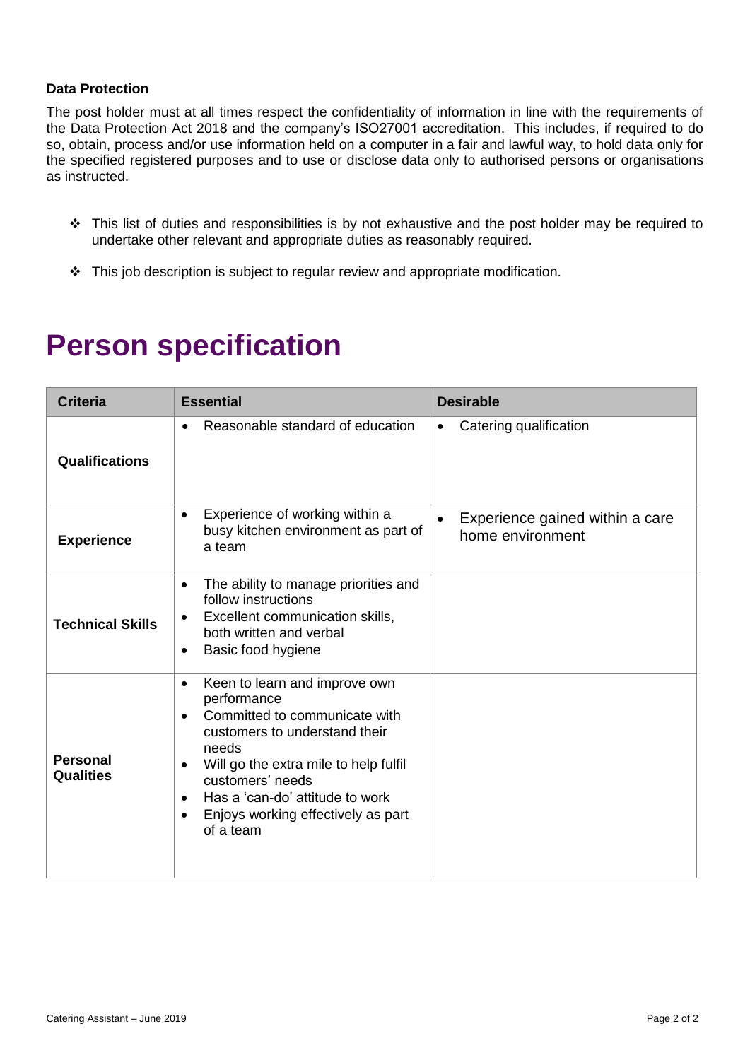**Data Protection**

The post holder must at all times respect the confidentiality of information in line with the requirements of the Data Protection Act 2018 and the company's ISO27001 accreditation. This includes, if required to do so, obtain, process and/or use information held on a computer in a fair and lawful way, to hold data only for the specified registered purposes and to use or disclose data only to authorised persons or organisations as instructed.

- This list of duties and responsibilities is by not exhaustive and the post holder may be required to undertake other relevant and appropriate duties as reasonably required.
- This job description is subject to regular review and appropriate modification.

# Person specification

| Criteria | Essential | Desirable |
|---|---|---|
| **Qualifications** | • Reasonable standard of education | • Catering qualification |
| **Experience** | • Experience of working within a busy kitchen environment as part of a team | • Experience gained within a care home environment |
| **Technical Skills** | • The ability to manage priorities and follow instructions<br>• Excellent communication skills, both written and verbal<br>• Basic food hygiene | |
| **Personal Qualities** | • Keen to learn and improve own performance<br>• Committed to communicate with customers to understand their needs<br>• Will go the extra mile to help fulfil customers' needs<br>• Has a 'can-do' attitude to work<br>• Enjoys working effectively as part of a team | |

Catering Assistant – June 2019